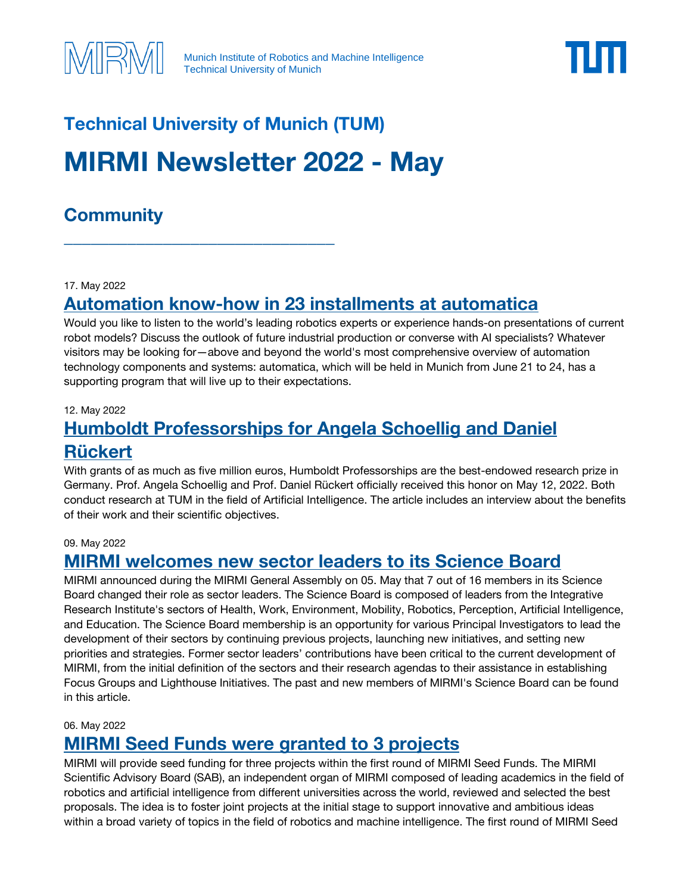Munich Institute of Robotics and Machine Intelligence
Technical University of Munich

## Technical University of Munich (TUM)

# MIRMI Newsletter 2022 - May

## Community

---

17. May 2022

### Automation know-how in 23 installments at automatica

Would you like to listen to the world's leading robotics experts or experience hands-on presentations of current robot models? Discuss the outlook of future industrial production or converse with AI specialists? Whatever visitors may be looking for—above and beyond the world's most comprehensive overview of automation technology components and systems: automatica, which will be held in Munich from June 21 to 24, has a supporting program that will live up to their expectations.

12. May 2022

### Humboldt Professorships for Angela Schoellig and Daniel Rückert

With grants of as much as five million euros, Humboldt Professorships are the best-endowed research prize in Germany. Prof. Angela Schoellig and Prof. Daniel Rückert officially received this honor on May 12, 2022. Both conduct research at TUM in the field of Artificial Intelligence. The article includes an interview about the benefits of their work and their scientific objectives.

09. May 2022

### MIRMI welcomes new sector leaders to its Science Board

MIRMI announced during the MIRMI General Assembly on 05. May that 7 out of 16 members in its Science Board changed their role as sector leaders. The Science Board is composed of leaders from the Integrative Research Institute's sectors of Health, Work, Environment, Mobility, Robotics, Perception, Artificial Intelligence, and Education. The Science Board membership is an opportunity for various Principal Investigators to lead the development of their sectors by continuing previous projects, launching new initiatives, and setting new priorities and strategies. Former sector leaders' contributions have been critical to the current development of MIRMI, from the initial definition of the sectors and their research agendas to their assistance in establishing Focus Groups and Lighthouse Initiatives. The past and new members of MIRMI's Science Board can be found in this article.

06. May 2022

### MIRMI Seed Funds were granted to 3 projects

MIRMI will provide seed funding for three projects within the first round of MIRMI Seed Funds. The MIRMI Scientific Advisory Board (SAB), an independent organ of MIRMI composed of leading academics in the field of robotics and artificial intelligence from different universities across the world, reviewed and selected the best proposals. The idea is to foster joint projects at the initial stage to support innovative and ambitious ideas within a broad variety of topics in the field of robotics and machine intelligence. The first round of MIRMI Seed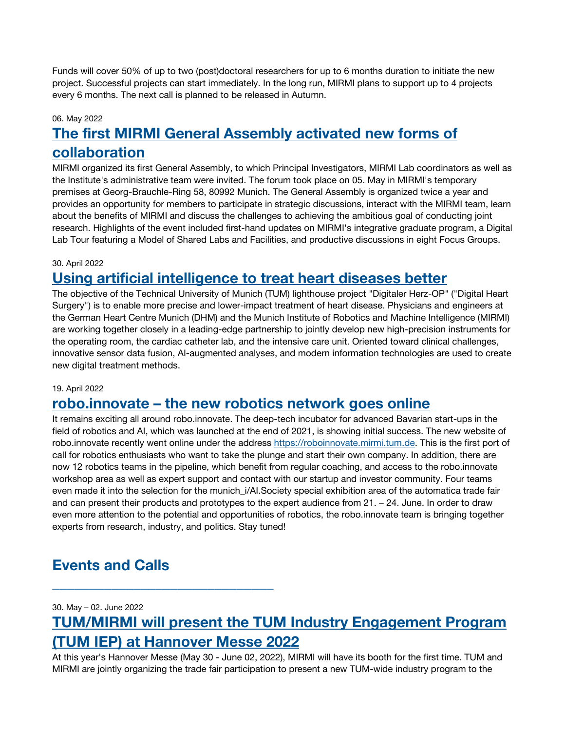Funds will cover 50% of up to two (post)doctoral researchers for up to 6 months duration to initiate the new project. Successful projects can start immediately. In the long run, MIRMI plans to support up to 4 projects every 6 months. The next call is planned to be released in Autumn.

06. May 2022

## The first MIRMI General Assembly activated new forms of collaboration

MIRMI organized its first General Assembly, to which Principal Investigators, MIRMI Lab coordinators as well as the Institute's administrative team were invited. The forum took place on 05. May in MIRMI's temporary premises at Georg-Brauchle-Ring 58, 80992 Munich. The General Assembly is organized twice a year and provides an opportunity for members to participate in strategic discussions, interact with the MIRMI team, learn about the benefits of MIRMI and discuss the challenges to achieving the ambitious goal of conducting joint research. Highlights of the event included first-hand updates on MIRMI's integrative graduate program, a Digital Lab Tour featuring a Model of Shared Labs and Facilities, and productive discussions in eight Focus Groups.

30. April 2022

## Using artificial intelligence to treat heart diseases better

The objective of the Technical University of Munich (TUM) lighthouse project "Digitaler Herz-OP" ("Digital Heart Surgery") is to enable more precise and lower-impact treatment of heart disease. Physicians and engineers at the German Heart Centre Munich (DHM) and the Munich Institute of Robotics and Machine Intelligence (MIRMI) are working together closely in a leading-edge partnership to jointly develop new high-precision instruments for the operating room, the cardiac catheter lab, and the intensive care unit. Oriented toward clinical challenges, innovative sensor data fusion, AI-augmented analyses, and modern information technologies are used to create new digital treatment methods.

19. April 2022

## robo.innovate – the new robotics network goes online

It remains exciting all around robo.innovate. The deep-tech incubator for advanced Bavarian start-ups in the field of robotics and AI, which was launched at the end of 2021, is showing initial success. The new website of robo.innovate recently went online under the address https://roboinnovate.mirmi.tum.de. This is the first port of call for robotics enthusiasts who want to take the plunge and start their own company. In addition, there are now 12 robotics teams in the pipeline, which benefit from regular coaching, and access to the robo.innovate workshop area as well as expert support and contact with our startup and investor community. Four teams even made it into the selection for the munich_i/AI.Society special exhibition area of the automatica trade fair and can present their products and prototypes to the expert audience from 21. – 24. June. In order to draw even more attention to the potential and opportunities of robotics, the robo.innovate team is bringing together experts from research, industry, and politics. Stay tuned!

# Events and Calls

---

30. May – 02. June 2022

## TUM/MIRMI will present the TUM Industry Engagement Program (TUM IEP) at Hannover Messe 2022

At this year's Hannover Messe (May 30 - June 02, 2022), MIRMI will have its booth for the first time. TUM and MIRMI are jointly organizing the trade fair participation to present a new TUM-wide industry program to the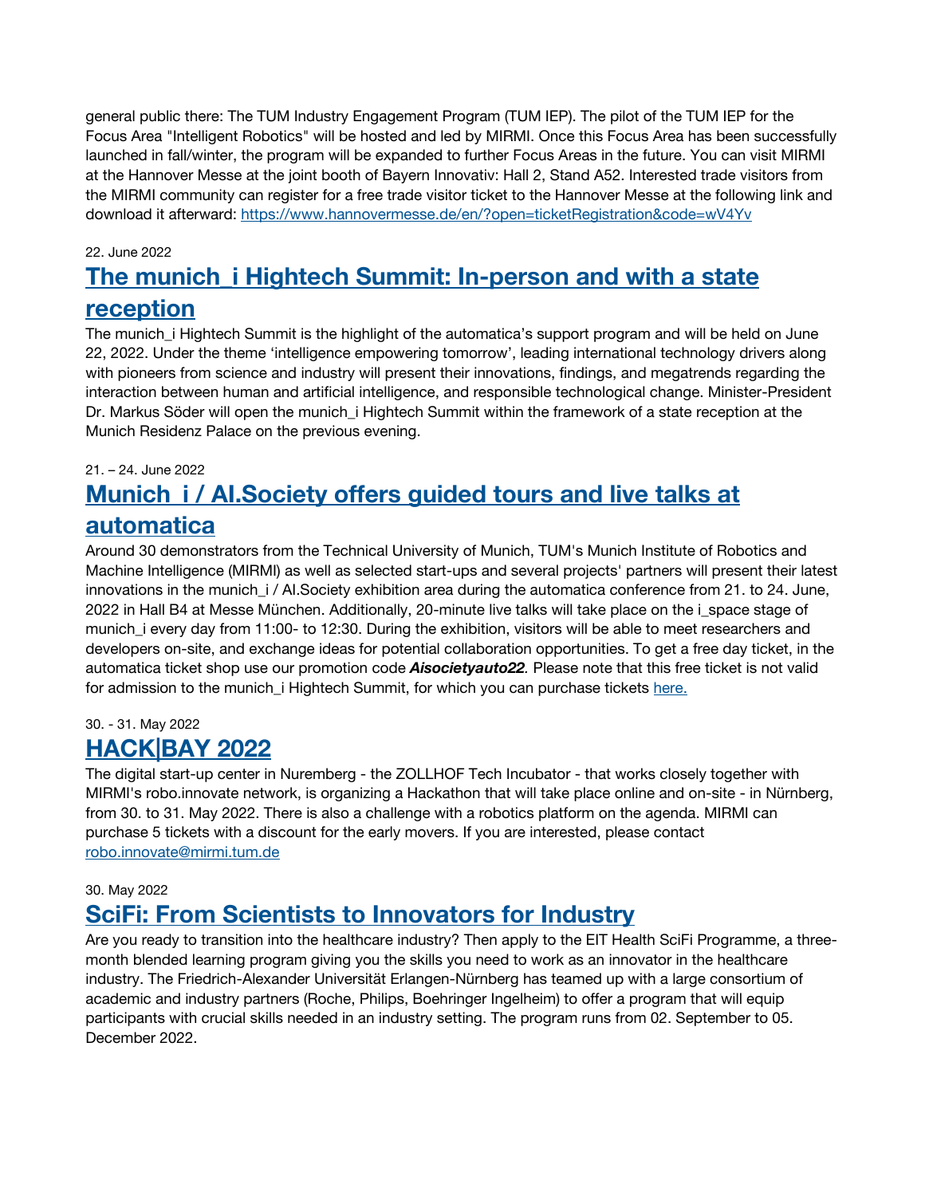general public there: The TUM Industry Engagement Program (TUM IEP). The pilot of the TUM IEP for the Focus Area "Intelligent Robotics" will be hosted and led by MIRMI. Once this Focus Area has been successfully launched in fall/winter, the program will be expanded to further Focus Areas in the future. You can visit MIRMI at the Hannover Messe at the joint booth of Bayern Innovativ: Hall 2, Stand A52. Interested trade visitors from the MIRMI community can register for a free trade visitor ticket to the Hannover Messe at the following link and download it afterward: https://www.hannovermesse.de/en/?open=ticketRegistration&code=wV4Yv

22. June 2022

## The munich_i Hightech Summit: In-person and with a state reception

The munich_i Hightech Summit is the highlight of the automatica's support program and will be held on June 22, 2022. Under the theme 'intelligence empowering tomorrow', leading international technology drivers along with pioneers from science and industry will present their innovations, findings, and megatrends regarding the interaction between human and artificial intelligence, and responsible technological change. Minister-President Dr. Markus Söder will open the munich_i Hightech Summit within the framework of a state reception at the Munich Residenz Palace on the previous evening.

21. – 24. June 2022

## Munich_i / AI.Society offers guided tours and live talks at automatica

Around 30 demonstrators from the Technical University of Munich, TUM's Munich Institute of Robotics and Machine Intelligence (MIRMI) as well as selected start-ups and several projects' partners will present their latest innovations in the munich_i / AI.Society exhibition area during the automatica conference from 21. to 24. June, 2022 in Hall B4 at Messe München. Additionally, 20-minute live talks will take place on the i_space stage of munich_i every day from 11:00- to 12:30. During the exhibition, visitors will be able to meet researchers and developers on-site, and exchange ideas for potential collaboration opportunities. To get a free day ticket, in the automatica ticket shop use our promotion code ***Aisocietyauto22***. Please note that this free ticket is not valid for admission to the munich_i Hightech Summit, for which you can purchase tickets here.

30. - 31. May 2022

## HACK|BAY 2022

The digital start-up center in Nuremberg - the ZOLLHOF Tech Incubator - that works closely together with MIRMI's robo.innovate network, is organizing a Hackathon that will take place online and on-site - in Nürnberg, from 30. to 31. May 2022. There is also a challenge with a robotics platform on the agenda. MIRMI can purchase 5 tickets with a discount for the early movers. If you are interested, please contact robo.innovate@mirmi.tum.de

30. May 2022

## SciFi: From Scientists to Innovators for Industry

Are you ready to transition into the healthcare industry? Then apply to the EIT Health SciFi Programme, a three-month blended learning program giving you the skills you need to work as an innovator in the healthcare industry. The Friedrich-Alexander Universität Erlangen-Nürnberg has teamed up with a large consortium of academic and industry partners (Roche, Philips, Boehringer Ingelheim) to offer a program that will equip participants with crucial skills needed in an industry setting. The program runs from 02. September to 05. December 2022.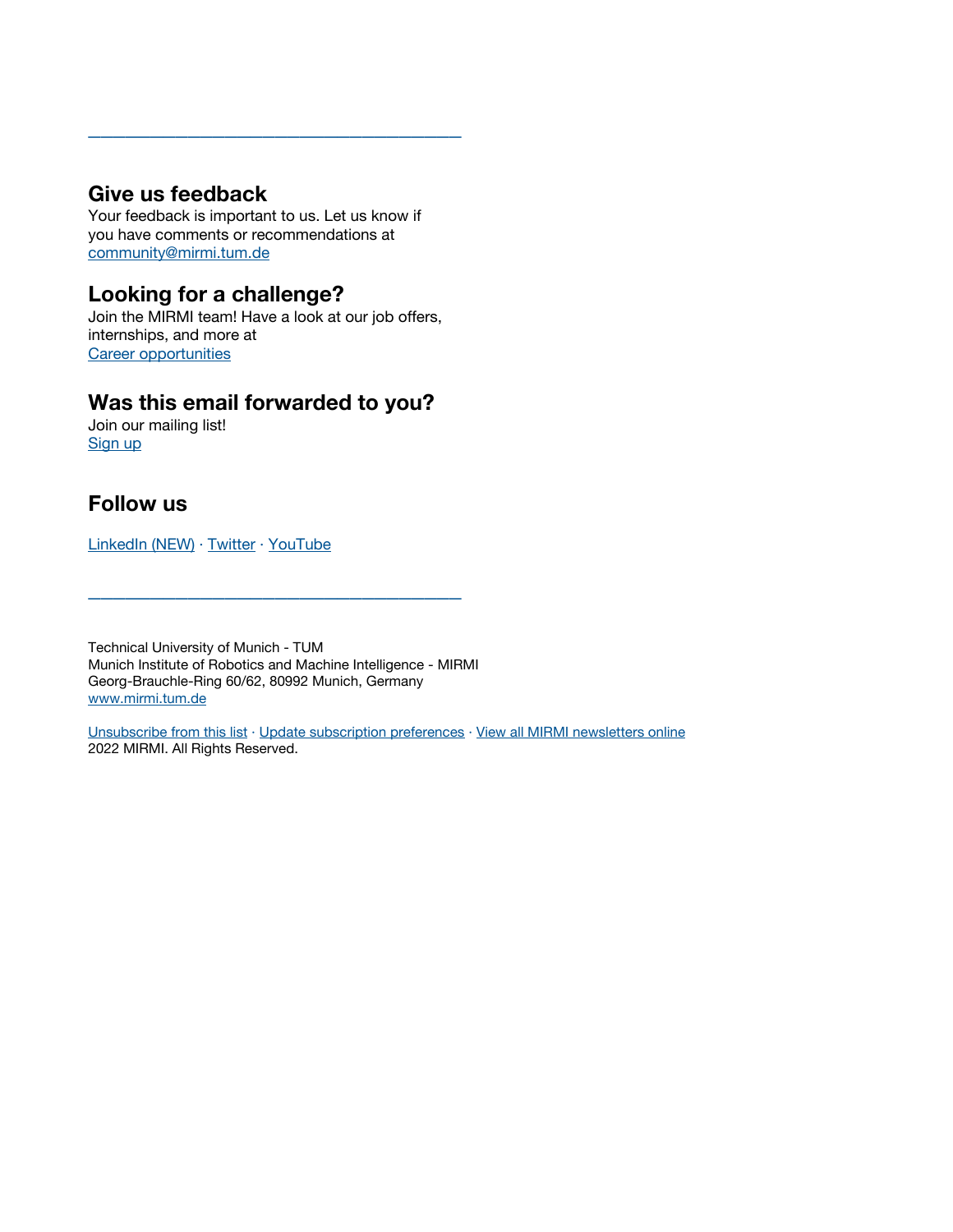---

## Give us feedback

Your feedback is important to us. Let us know if you have comments or recommendations at
community@mirmi.tum.de

## Looking for a challenge?

Join the MIRMI team! Have a look at our job offers, internships, and more at
Career opportunities

## Was this email forwarded to you?

Join our mailing list!
Sign up

## Follow us

LinkedIn (NEW) · Twitter · YouTube

---

Technical University of Munich - TUM
Munich Institute of Robotics and Machine Intelligence - MIRMI
Georg-Brauchle-Ring 60/62, 80992 Munich, Germany
www.mirmi.tum.de

Unsubscribe from this list · Update subscription preferences · View all MIRMI newsletters online
2022 MIRMI. All Rights Reserved.